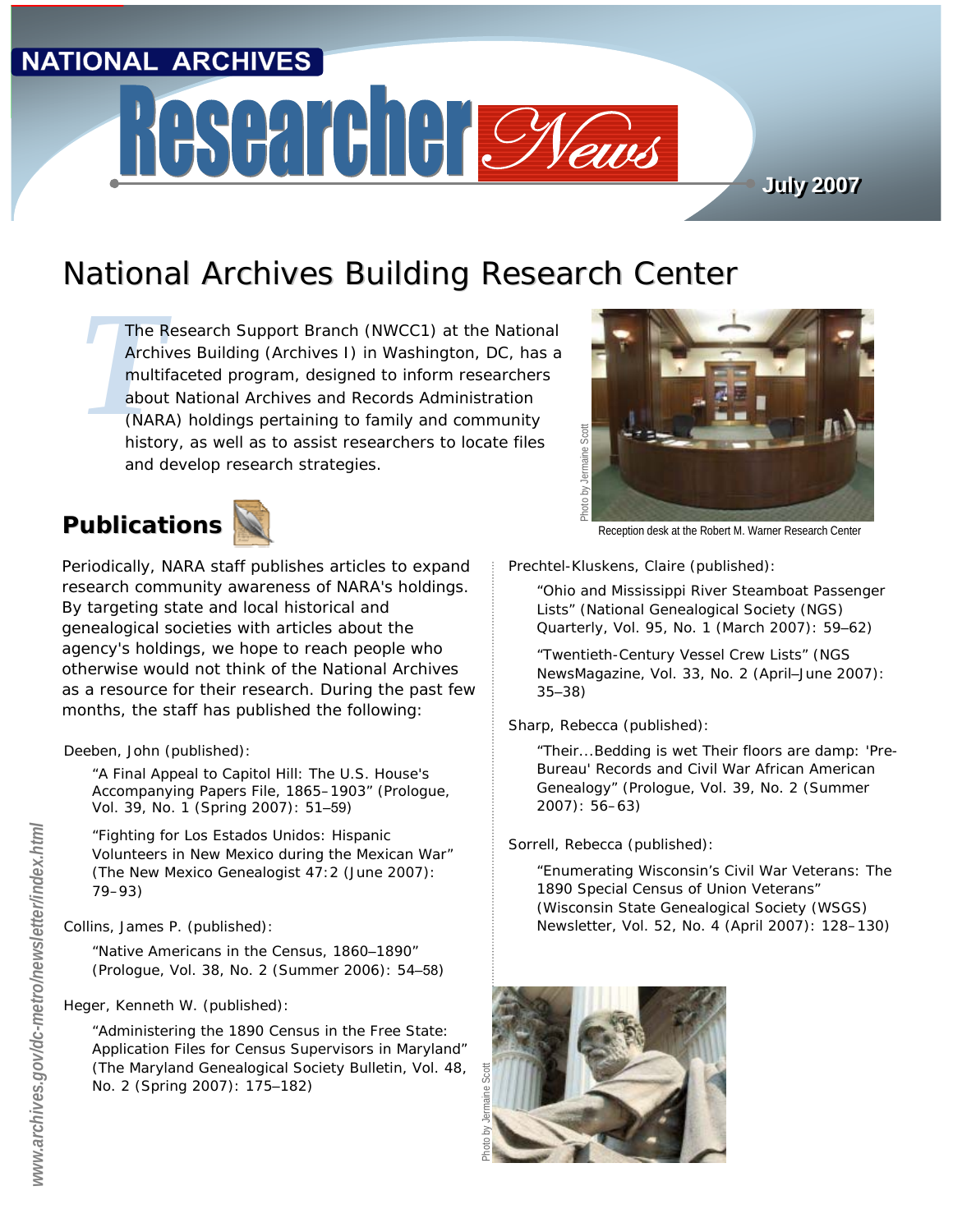NATIONAL ARCHIVES

# Researcher News

July 2007

## National Archives Building Research Center

The Research Support Branch (NWCC1) at the National Archives Building (Archives I) in Washington, DC, has a multifaceted program, designed to inform researchers about National Archives and Records Administration (NARA) holdings pertaining to family and community history, as well as to assist researchers to locate files and develop research strategies.

Photo by Jermaine Scott

Reception desk at the Robert M. Warner Research Center

### Publications

Periodically, NARA staff publishes articles to expand research community awareness of NARA's holdings. By targeting state and local historical and genealogical societies with articles about the agency's holdings, we hope to reach people who otherwise would not think of the National Archives as a resource for their research. During the past few months, the staff has published the following:

Deeben, John (published):

> "A Final Appeal to Capitol Hill: The U.S. House's Accompanying Papers File, 1865–1903" (Prologue, Vol. 39, No. 1 (Spring 2007): 51–59)
>
> "Fighting for Los Estados Unidos: Hispanic Volunteers in New Mexico during the Mexican War" (The New Mexico Genealogist 47:2 (June 2007): 79–93)

Collins, James P. (published):

> "Native Americans in the Census, 1860–1890" (Prologue, Vol. 38, No. 2 (Summer 2006): 54–58)

Heger, Kenneth W. (published):

> "Administering the 1890 Census in the Free State: Application Files for Census Supervisors in Maryland" (The Maryland Genealogical Society Bulletin, Vol. 48, No. 2 (Spring 2007): 175–182)

Prechtel-Kluskens, Claire (published):

> "Ohio and Mississippi River Steamboat Passenger Lists" (National Genealogical Society (NGS) Quarterly, Vol. 95, No. 1 (March 2007): 59–62)
>
> "Twentieth-Century Vessel Crew Lists" (NGS NewsMagazine, Vol. 33, No. 2 (April–June 2007): 35–38)

Sharp, Rebecca (published):

> "Their...Bedding is wet Their floors are damp: 'Pre-Bureau' Records and Civil War African American Genealogy" (Prologue, Vol. 39, No. 2 (Summer 2007): 56–63)

Sorrell, Rebecca (published):

> "Enumerating Wisconsin's Civil War Veterans: The 1890 Special Census of Union Veterans" (Wisconsin State Genealogical Society (WSGS) Newsletter, Vol. 52, No. 4 (April 2007): 128–130)

Photo by Jermaine Scott

www.archives.gov/dc-metro/newsletter/index.html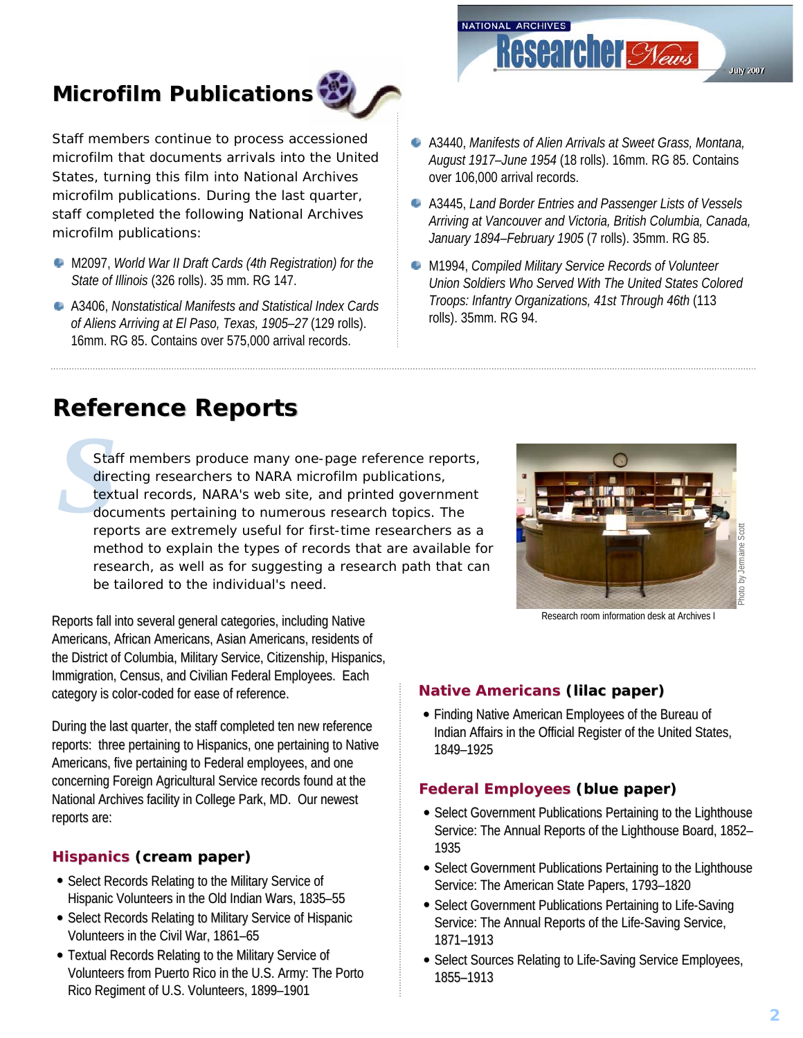## Microfilm Publications

Staff members continue to process accessioned microfilm that documents arrivals into the United States, turning this film into National Archives microfilm publications. During the last quarter, staff completed the following National Archives microfilm publications:

- M2097, *World War II Draft Cards (4th Registration) for the State of Illinois* (326 rolls). 35 mm. RG 147.
- A3406, *Nonstatistical Manifests and Statistical Index Cards of Aliens Arriving at El Paso, Texas, 1905–27* (129 rolls). 16mm. RG 85. Contains over 575,000 arrival records.
- A3440, *Manifests of Alien Arrivals at Sweet Grass, Montana, August 1917–June 1954* (18 rolls). 16mm. RG 85. Contains over 106,000 arrival records.
- A3445, *Land Border Entries and Passenger Lists of Vessels Arriving at Vancouver and Victoria, British Columbia, Canada, January 1894–February 1905* (7 rolls). 35mm. RG 85.
- M1994, *Compiled Military Service Records of Volunteer Union Soldiers Who Served With The United States Colored Troops: Infantry Organizations, 41st Through 46th* (113 rolls). 35mm. RG 94.

## Reference Reports

Staff members produce many one-page reference reports, directing researchers to NARA microfilm publications, textual records, NARA's web site, and printed government documents pertaining to numerous research topics. The reports are extremely useful for first-time researchers as a method to explain the types of records that are available for research, as well as for suggesting a research path that can be tailored to the individual's need.

Photo by Jermaine Scott

Research room information desk at Archives I

Reports fall into several general categories, including Native Americans, African Americans, Asian Americans, residents of the District of Columbia, Military Service, Citizenship, Hispanics, Immigration, Census, and Civilian Federal Employees. Each category is color-coded for ease of reference.

During the last quarter, the staff completed ten new reference reports: three pertaining to Hispanics, one pertaining to Native Americans, five pertaining to Federal employees, and one concerning Foreign Agricultural Service records found at the National Archives facility in College Park, MD. Our newest reports are:

### Hispanics (cream paper)

- Select Records Relating to the Military Service of Hispanic Volunteers in the Old Indian Wars, 1835–55
- Select Records Relating to Military Service of Hispanic Volunteers in the Civil War, 1861–65
- Textual Records Relating to the Military Service of Volunteers from Puerto Rico in the U.S. Army: The Porto Rico Regiment of U.S. Volunteers, 1899–1901

### Native Americans (lilac paper)

- Finding Native American Employees of the Bureau of Indian Affairs in the Official Register of the United States, 1849–1925

### Federal Employees (blue paper)

- Select Government Publications Pertaining to the Lighthouse Service: The Annual Reports of the Lighthouse Board, 1852–1935
- Select Government Publications Pertaining to the Lighthouse Service: The American State Papers, 1793–1820
- Select Government Publications Pertaining to Life-Saving Service: The Annual Reports of the Life-Saving Service, 1871–1913
- Select Sources Relating to Life-Saving Service Employees, 1855–1913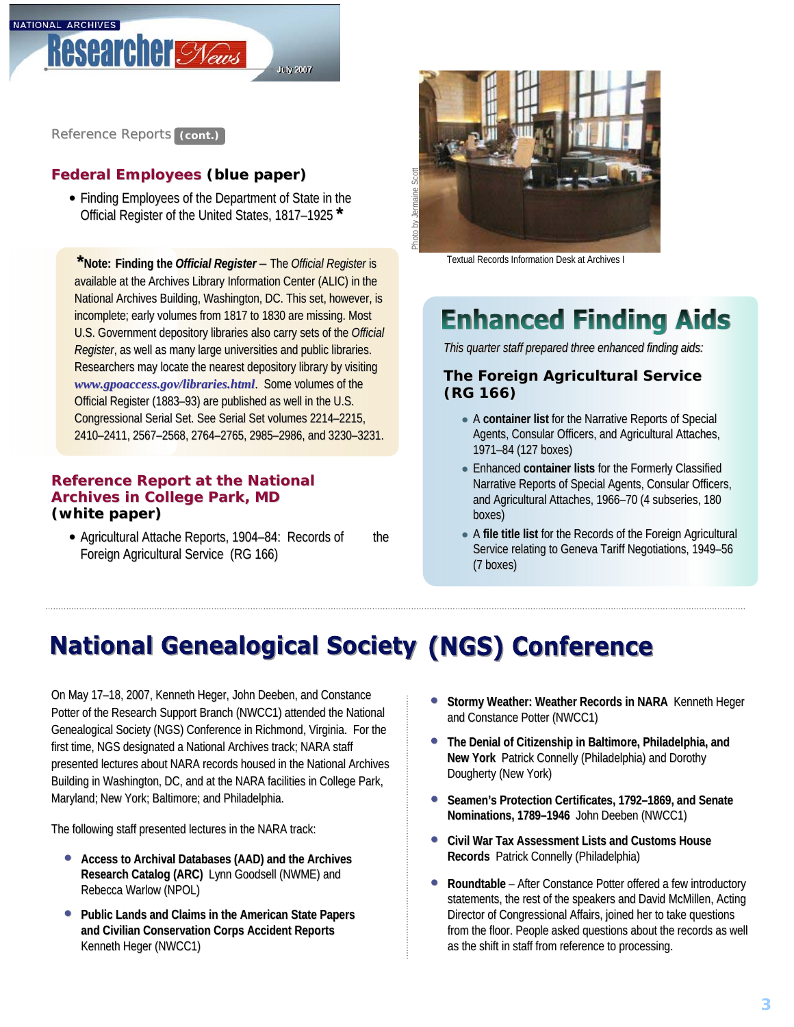Reference Reports (cont.)

### Federal Employees (blue paper)

- Finding Employees of the Department of State in the Official Register of the United States, 1817–1925 *

***Note: Finding the *Official Register*** – The *Official Register* is available at the Archives Library Information Center (ALIC) in the National Archives Building, Washington, DC. This set, however, is incomplete; early volumes from 1817 to 1830 are missing. Most U.S. Government depository libraries also carry sets of the *Official Register*, as well as many large universities and public libraries. Researchers may locate the nearest depository library by visiting *www.gpoaccess.gov/libraries.html*. Some volumes of the Official Register (1883–93) are published as well in the U.S. Congressional Serial Set. See Serial Set volumes 2214–2215, 2410–2411, 2567–2568, 2764–2765, 2985–2986, and 3230–3231.

### Reference Report at the National Archives in College Park, MD (white paper)

- Agricultural Attache Reports, 1904–84: Records of the Foreign Agricultural Service (RG 166)

Photo by Jermaine Scott

Textual Records Information Desk at Archives I

## Enhanced Finding Aids

*This quarter staff prepared three enhanced finding aids:*

### The Foreign Agricultural Service (RG 166)

- A **container list** for the Narrative Reports of Special Agents, Consular Officers, and Agricultural Attaches, 1971–84 (127 boxes)
- Enhanced **container lists** for the Formerly Classified Narrative Reports of Special Agents, Consular Officers, and Agricultural Attaches, 1966–70 (4 subseries, 180 boxes)
- A **file title list** for the Records of the Foreign Agricultural Service relating to Geneva Tariff Negotiations, 1949–56 (7 boxes)

# National Genealogical Society (NGS) Conference

On May 17–18, 2007, Kenneth Heger, John Deeben, and Constance Potter of the Research Support Branch (NWCC1) attended the National Genealogical Society (NGS) Conference in Richmond, Virginia. For the first time, NGS designated a National Archives track; NARA staff presented lectures about NARA records housed in the National Archives Building in Washington, DC, and at the NARA facilities in College Park, Maryland; New York; Baltimore; and Philadelphia.

The following staff presented lectures in the NARA track:

- **Access to Archival Databases (AAD) and the Archives Research Catalog (ARC)** Lynn Goodsell (NWME) and Rebecca Warlow (NPOL)
- **Public Lands and Claims in the American State Papers and Civilian Conservation Corps Accident Reports** Kenneth Heger (NWCC1)
- **Stormy Weather: Weather Records in NARA** Kenneth Heger and Constance Potter (NWCC1)
- **The Denial of Citizenship in Baltimore, Philadelphia, and New York** Patrick Connelly (Philadelphia) and Dorothy Dougherty (New York)
- **Seamen's Protection Certificates, 1792–1869, and Senate Nominations, 1789–1946** John Deeben (NWCC1)
- **Civil War Tax Assessment Lists and Customs House Records** Patrick Connelly (Philadelphia)
- **Roundtable** – After Constance Potter offered a few introductory statements, the rest of the speakers and David McMillen, Acting Director of Congressional Affairs, joined her to take questions from the floor. People asked questions about the records as well as the shift in staff from reference to processing.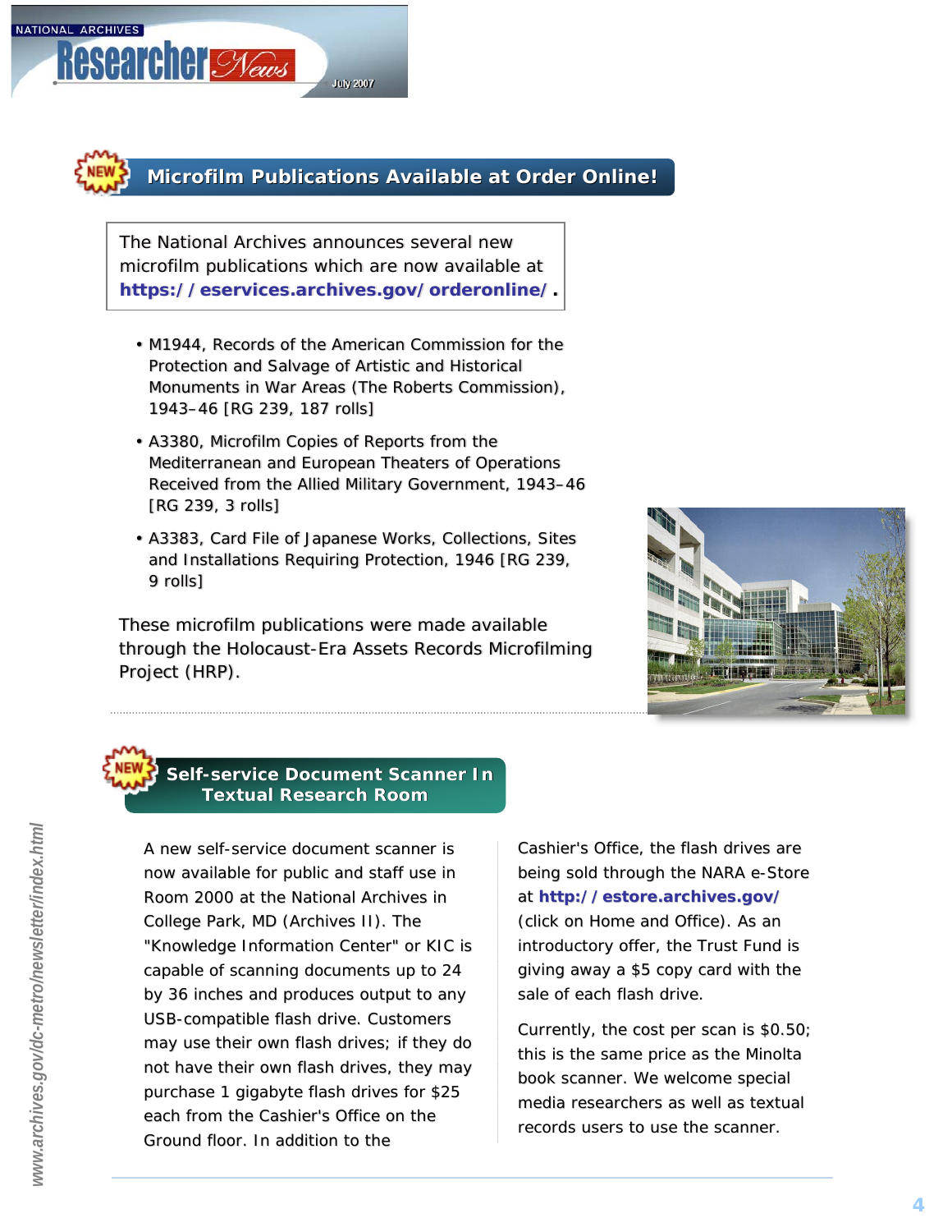## Microfilm Publications Available at Order Online!

The National Archives announces several new microfilm publications which are now available at **https://eservices.archives.gov/orderonline/**.

- M1944, Records of the American Commission for the Protection and Salvage of Artistic and Historical Monuments in War Areas (The Roberts Commission), 1943–46 [RG 239, 187 rolls]
- A3380, Microfilm Copies of Reports from the Mediterranean and European Theaters of Operations Received from the Allied Military Government, 1943–46 [RG 239, 3 rolls]
- A3383, Card File of Japanese Works, Collections, Sites and Installations Requiring Protection, 1946 [RG 239, 9 rolls]

These microfilm publications were made available through the Holocaust-Era Assets Records Microfilming Project (HRP).

## Self-service Document Scanner In Textual Research Room

A new self-service document scanner is now available for public and staff use in Room 2000 at the National Archives in College Park, MD (Archives II). The "Knowledge Information Center" or KIC is capable of scanning documents up to 24 by 36 inches and produces output to any USB-compatible flash drive. Customers may use their own flash drives; if they do not have their own flash drives, they may purchase 1 gigabyte flash drives for $25 each from the Cashier's Office on the Ground floor. In addition to the Cashier's Office, the flash drives are being sold through the NARA e-Store at **http://estore.archives.gov/** (click on Home and Office). As an introductory offer, the Trust Fund is giving away a $5 copy card with the sale of each flash drive.

Currently, the cost per scan is $0.50; this is the same price as the Minolta book scanner. We welcome special media researchers as well as textual records users to use the scanner.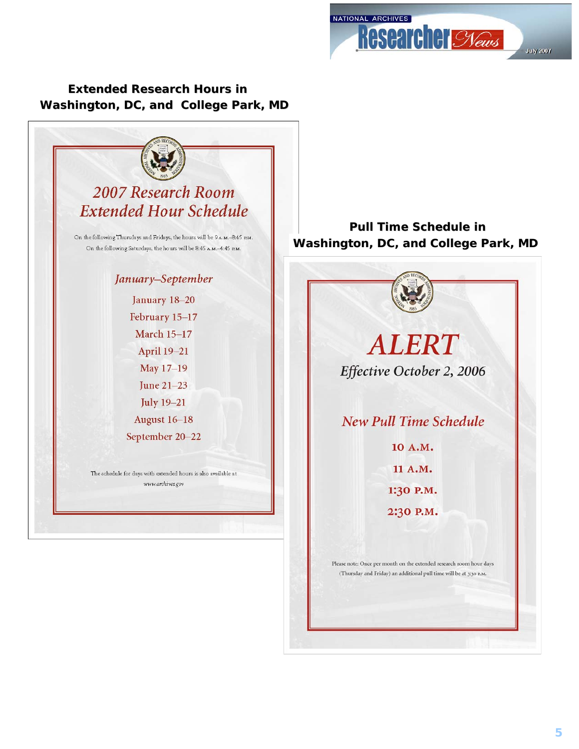## Extended Research Hours in Washington, DC, and College Park, MD

### *2007 Research Room Extended Hour Schedule*

On the following Thursdays and Fridays, the hours will be 9 A.M.–8:45 P.M.

On the following Saturdays, the hours will be 8:45 A.M.–4:45 P.M.

*January–September*

January 18–20

February 15–17

March 15–17

April 19–21

May 17–19

June 21–23

July 19–21

August 16–18

September 20–22

The schedule for days with extended hours is also available at *www.archives.gov*

## Pull Time Schedule in Washington, DC, and College Park, MD

### *ALERT*

*Effective October 2, 2006*

*New Pull Time Schedule*

**10 A.M.**

**11 A.M.**

**1:30 P.M.**

**2:30 P.M.**

Please note: Once per month on the extended research room hour days (Thursday and Friday) an additional pull time will be at 3:30 P.M.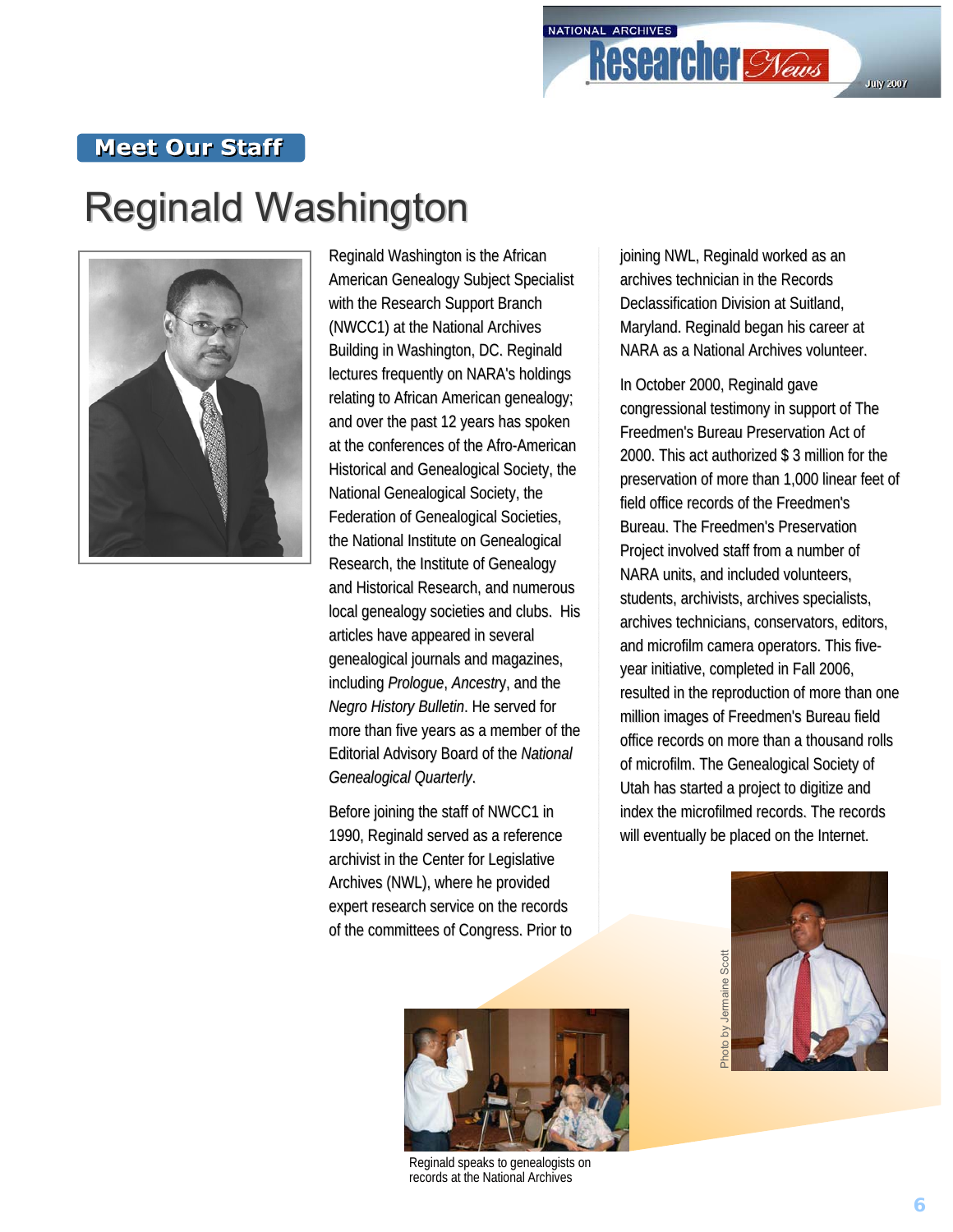Meet Our Staff

# Reginald Washington

Reginald Washington is the African American Genealogy Subject Specialist with the Research Support Branch (NWCC1) at the National Archives Building in Washington, DC. Reginald lectures frequently on NARA's holdings relating to African American genealogy; and over the past 12 years has spoken at the conferences of the Afro-American Historical and Genealogical Society, the National Genealogical Society, the Federation of Genealogical Societies, the National Institute on Genealogical Research, the Institute of Genealogy and Historical Research, and numerous local genealogy societies and clubs. His articles have appeared in several genealogical journals and magazines, including *Prologue*, *Ancestry*, and the *Negro History Bulletin*. He served for more than five years as a member of the Editorial Advisory Board of the *National Genealogical Quarterly*.

Before joining the staff of NWCC1 in 1990, Reginald served as a reference archivist in the Center for Legislative Archives (NWL), where he provided expert research service on the records of the committees of Congress. Prior to joining NWL, Reginald worked as an archives technician in the Records Declassification Division at Suitland, Maryland. Reginald began his career at NARA as a National Archives volunteer.

In October 2000, Reginald gave congressional testimony in support of The Freedmen's Bureau Preservation Act of 2000. This act authorized $ 3 million for the preservation of more than 1,000 linear feet of field office records of the Freedmen's Bureau. The Freedmen's Preservation Project involved staff from a number of NARA units, and included volunteers, students, archivists, archives specialists, archives technicians, conservators, editors, and microfilm camera operators. This five-year initiative, completed in Fall 2006, resulted in the reproduction of more than one million images of Freedmen's Bureau field office records on more than a thousand rolls of microfilm. The Genealogical Society of Utah has started a project to digitize and index the microfilmed records. The records will eventually be placed on the Internet.

Photo by Jermaine Scott

Reginald speaks to genealogists on records at the National Archives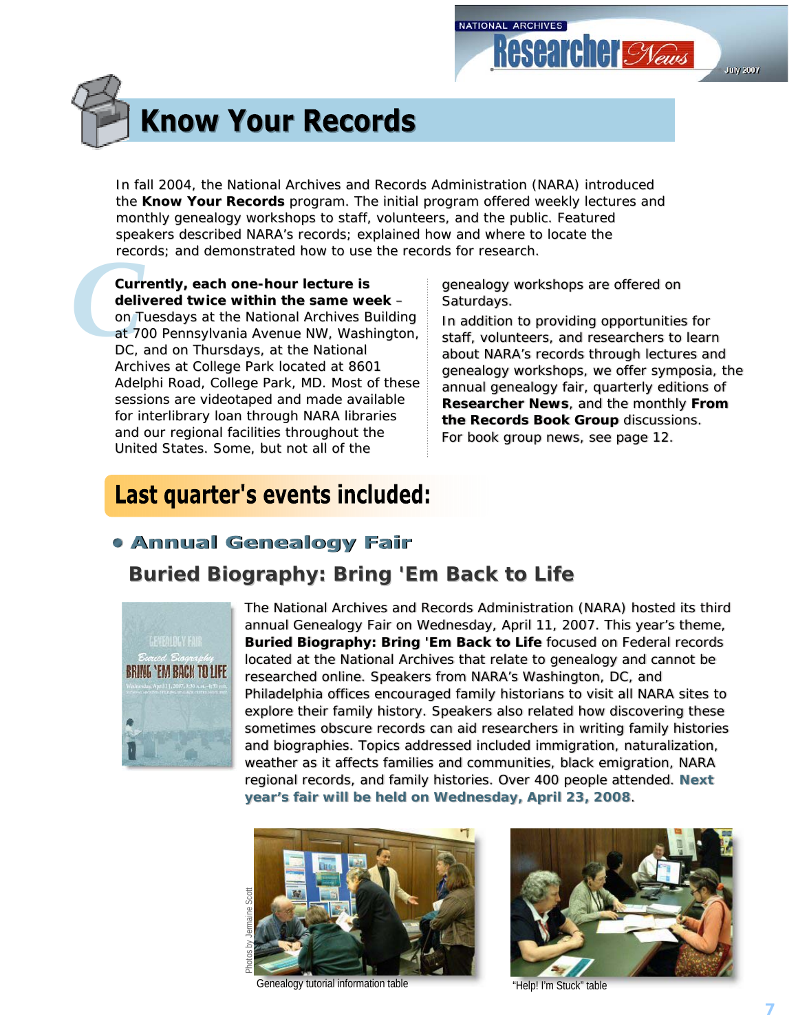# Know Your Records

In fall 2004, the National Archives and Records Administration (NARA) introduced the **Know Your Records** program. The initial program offered weekly lectures and monthly genealogy workshops to staff, volunteers, and the public. Featured speakers described NARA's records; explained how and where to locate the records; and demonstrated how to use the records for research.

**Currently, each one-hour lecture is delivered twice within the same week** – on Tuesdays at the National Archives Building at 700 Pennsylvania Avenue NW, Washington, DC, and on Thursdays, at the National Archives at College Park located at 8601 Adelphi Road, College Park, MD. Most of these sessions are videotaped and made available for interlibrary loan through NARA libraries and our regional facilities throughout the United States. Some, but not all of the genealogy workshops are offered on Saturdays.

In addition to providing opportunities for staff, volunteers, and researchers to learn about NARA's records through lectures and genealogy workshops, we offer symposia, the annual genealogy fair, quarterly editions of **Researcher News**, and the monthly **From the Records Book Group** discussions. For book group news, see page 12.

## Last quarter's events included:

### • Annual Genealogy Fair

### Buried Biography: Bring 'Em Back to Life

The National Archives and Records Administration (NARA) hosted its third annual Genealogy Fair on Wednesday, April 11, 2007. This year's theme, **Buried Biography: Bring 'Em Back to Life** focused on Federal records located at the National Archives that relate to genealogy and cannot be researched online. Speakers from NARA's Washington, DC, and Philadelphia offices encouraged family historians to visit all NARA sites to explore their family history. Speakers also related how discovering these sometimes obscure records can aid researchers in writing family histories and biographies. Topics addressed included immigration, naturalization, weather as it affects families and communities, black emigration, NARA regional records, and family histories. Over 400 people attended. **Next year's fair will be held on Wednesday, April 23, 2008**.

Photos by Jermaine Scott

Genealogy tutorial information table

"Help! I'm Stuck" table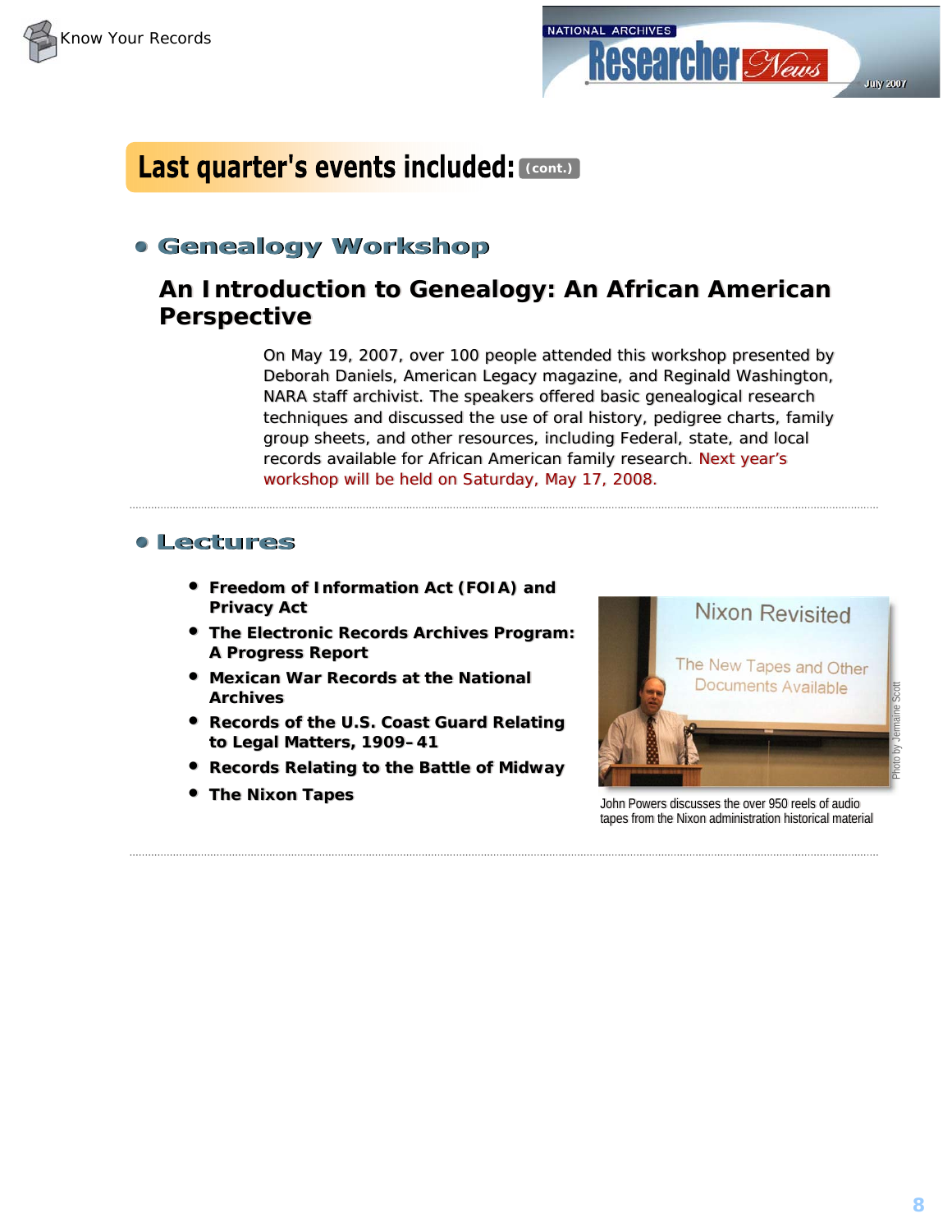## Last quarter's events included: (cont.)

### • Genealogy Workshop

#### An Introduction to Genealogy: An African American Perspective

On May 19, 2007, over 100 people attended this workshop presented by Deborah Daniels, American Legacy magazine, and Reginald Washington, NARA staff archivist. The speakers offered basic genealogical research techniques and discussed the use of oral history, pedigree charts, family group sheets, and other resources, including Federal, state, and local records available for African American family research. Next year's workshop will be held on Saturday, May 17, 2008.

### • Lectures

- **Freedom of Information Act (FOIA) and Privacy Act**
- **The Electronic Records Archives Program: A Progress Report**
- **Mexican War Records at the National Archives**
- **Records of the U.S. Coast Guard Relating to Legal Matters, 1909–41**
- **Records Relating to the Battle of Midway**
- **The Nixon Tapes**

Photo by Jermaine Scott

John Powers discusses the over 950 reels of audio tapes from the Nixon administration historical material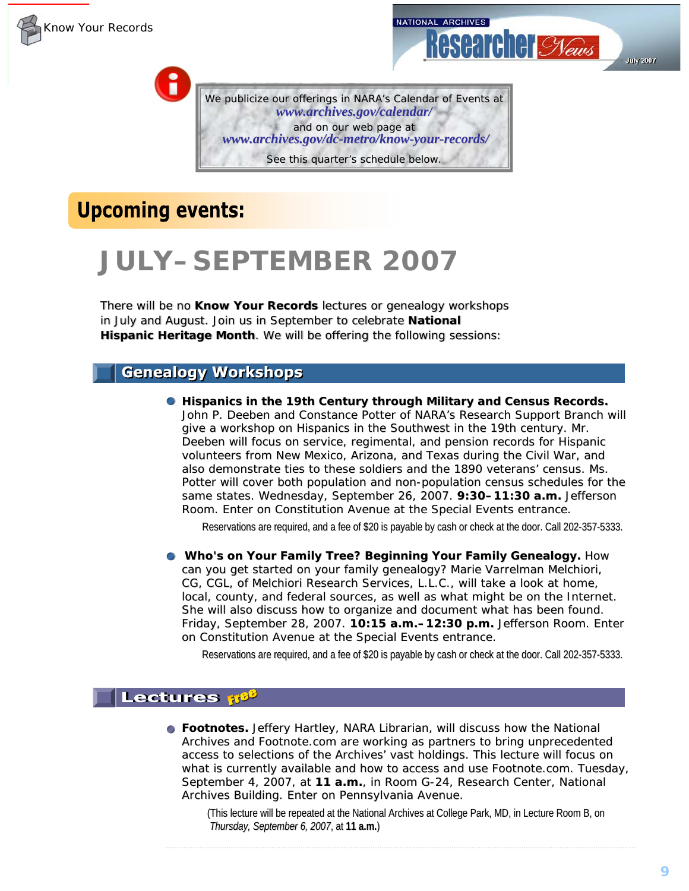We publicize our offerings in NARA's Calendar of Events at *www.archives.gov/calendar/* and on our web page at *www.archives.gov/dc-metro/know-your-records/*

See this quarter's schedule below.

## Upcoming events:

# JULY–SEPTEMBER 2007

There will be no **Know Your Records** lectures or genealogy workshops in July and August. Join us in September to celebrate **National Hispanic Heritage Month**. We will be offering the following sessions:

### Genealogy Workshops

- **Hispanics in the 19th Century through Military and Census Records.** John P. Deeben and Constance Potter of NARA's Research Support Branch will give a workshop on Hispanics in the Southwest in the 19th century. Mr. Deeben will focus on service, regimental, and pension records for Hispanic volunteers from New Mexico, Arizona, and Texas during the Civil War, and also demonstrate ties to these soldiers and the 1890 veterans' census. Ms. Potter will cover both population and non-population census schedules for the same states. Wednesday, September 26, 2007. **9:30–11:30 a.m.** Jefferson Room. Enter on Constitution Avenue at the Special Events entrance.

  Reservations are required, and a fee of $20 is payable by cash or check at the door. Call 202-357-5333.

- **Who's on Your Family Tree? Beginning Your Family Genealogy.** How can you get started on your family genealogy? Marie Varrelman Melchiori, CG, CGL, of Melchiori Research Services, L.L.C., will take a look at home, local, county, and federal sources, as well as what might be on the Internet. She will also discuss how to organize and document what has been found. Friday, September 28, 2007. **10:15 a.m.–12:30 p.m.** Jefferson Room. Enter on Constitution Avenue at the Special Events entrance.

  Reservations are required, and a fee of $20 is payable by cash or check at the door. Call 202-357-5333.

### Lectures *Free*

- **Footnotes.** Jeffery Hartley, NARA Librarian, will discuss how the National Archives and Footnote.com are working as partners to bring unprecedented access to selections of the Archives' vast holdings. This lecture will focus on what is currently available and how to access and use Footnote.com. Tuesday, September 4, 2007, at **11 a.m.**, in Room G-24, Research Center, National Archives Building. Enter on Pennsylvania Avenue.

  (This lecture will be repeated at the National Archives at College Park, MD, in Lecture Room B, on *Thursday, September 6, 2007*, at **11 a.m.**)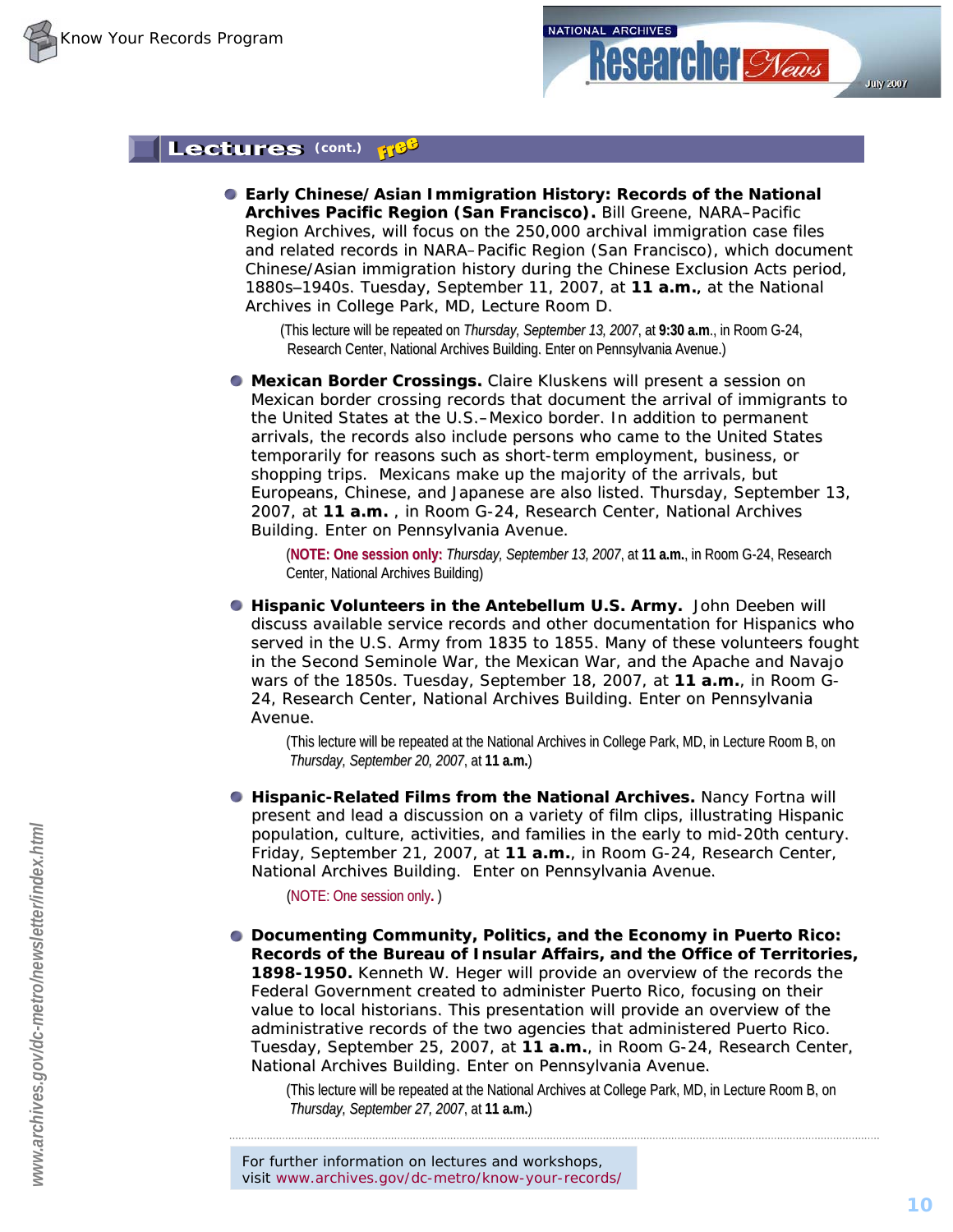## Lectures (cont.) Free

- **Early Chinese/Asian Immigration History: Records of the National Archives Pacific Region (San Francisco).** Bill Greene, NARA–Pacific Region Archives, will focus on the 250,000 archival immigration case files and related records in NARA–Pacific Region (San Francisco), which document Chinese/Asian immigration history during the Chinese Exclusion Acts period, 1880s–1940s. Tuesday, September 11, 2007, at **11 a.m.**, at the National Archives in College Park, MD, Lecture Room D.

  (This lecture will be repeated on *Thursday, September 13, 2007*, at **9:30 a.m**., in Room G-24, Research Center, National Archives Building. Enter on Pennsylvania Avenue.)

- **Mexican Border Crossings.** Claire Kluskens will present a session on Mexican border crossing records that document the arrival of immigrants to the United States at the U.S.–Mexico border. In addition to permanent arrivals, the records also include persons who came to the United States temporarily for reasons such as short-term employment, business, or shopping trips. Mexicans make up the majority of the arrivals, but Europeans, Chinese, and Japanese are also listed. Thursday, September 13, 2007, at **11 a.m.** , in Room G-24, Research Center, National Archives Building. Enter on Pennsylvania Avenue.

  (**NOTE: One session only:** *Thursday, September 13, 2007*, at **11 a.m.**, in Room G-24, Research Center, National Archives Building)

- **Hispanic Volunteers in the Antebellum U.S. Army.** John Deeben will discuss available service records and other documentation for Hispanics who served in the U.S. Army from 1835 to 1855. Many of these volunteers fought in the Second Seminole War, the Mexican War, and the Apache and Navajo wars of the 1850s. Tuesday, September 18, 2007, at **11 a.m.**, in Room G-24, Research Center, National Archives Building. Enter on Pennsylvania Avenue.

  (This lecture will be repeated at the National Archives in College Park, MD, in Lecture Room B, on *Thursday, September 20, 2007*, at **11 a.m.**)

- **Hispanic-Related Films from the National Archives.** Nancy Fortna will present and lead a discussion on a variety of film clips, illustrating Hispanic population, culture, activities, and families in the early to mid-20th century. Friday, September 21, 2007, at **11 a.m.**, in Room G-24, Research Center, National Archives Building. Enter on Pennsylvania Avenue.

  (NOTE: One session only**.** )

- **Documenting Community, Politics, and the Economy in Puerto Rico: Records of the Bureau of Insular Affairs, and the Office of Territories, 1898-1950.** Kenneth W. Heger will provide an overview of the records the Federal Government created to administer Puerto Rico, focusing on their value to local historians. This presentation will provide an overview of the administrative records of the two agencies that administered Puerto Rico. Tuesday, September 25, 2007, at **11 a.m.**, in Room G-24, Research Center, National Archives Building. Enter on Pennsylvania Avenue.

  (This lecture will be repeated at the National Archives at College Park, MD, in Lecture Room B, on *Thursday, September 27, 2007*, at **11 a.m.**)

---

For further information on lectures and workshops, visit www.archives.gov/dc-metro/know-your-records/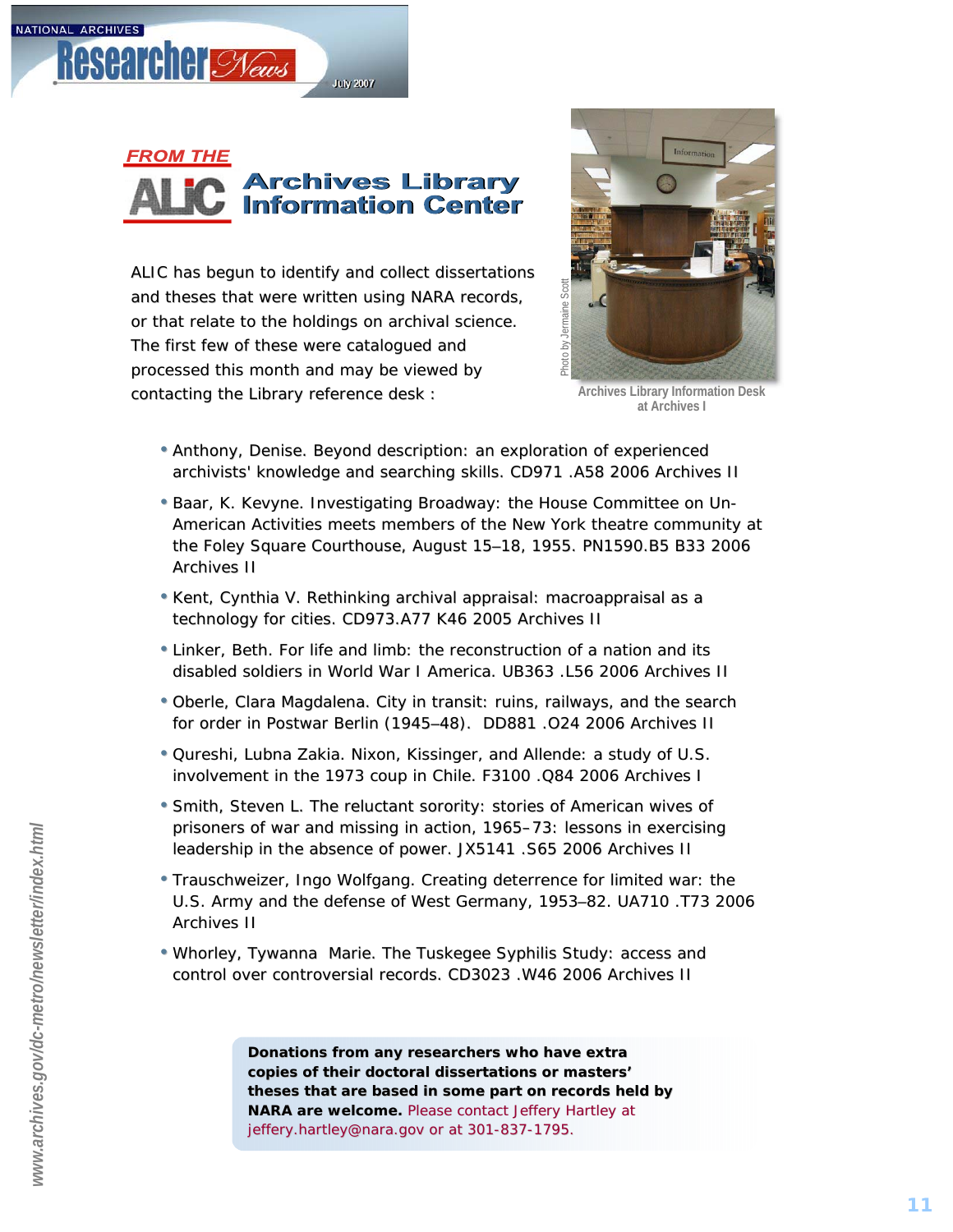## FROM THE ALIC Archives Library Information Center

ALIC has begun to identify and collect dissertations and theses that were written using NARA records, or that relate to the holdings on archival science. The first few of these were catalogued and processed this month and may be viewed by contacting the Library reference desk :

Photo by Jermaine Scott

Archives Library Information Desk at Archives I

- Anthony, Denise. Beyond description: an exploration of experienced archivists' knowledge and searching skills. CD971 .A58 2006 Archives II
- Baar, K. Kevyne. Investigating Broadway: the House Committee on Un-American Activities meets members of the New York theatre community at the Foley Square Courthouse, August 15–18, 1955. PN1590.B5 B33 2006 Archives II
- Kent, Cynthia V. Rethinking archival appraisal: macroappraisal as a technology for cities. CD973.A77 K46 2005 Archives II
- Linker, Beth. For life and limb: the reconstruction of a nation and its disabled soldiers in World War I America. UB363 .L56 2006 Archives II
- Oberle, Clara Magdalena. City in transit: ruins, railways, and the search for order in Postwar Berlin (1945–48). DD881 .O24 2006 Archives II
- Qureshi, Lubna Zakia. Nixon, Kissinger, and Allende: a study of U.S. involvement in the 1973 coup in Chile. F3100 .Q84 2006 Archives I
- Smith, Steven L. The reluctant sorority: stories of American wives of prisoners of war and missing in action, 1965–73: lessons in exercising leadership in the absence of power. JX5141 .S65 2006 Archives II
- Trauschweizer, Ingo Wolfgang. Creating deterrence for limited war: the U.S. Army and the defense of West Germany, 1953–82. UA710 .T73 2006 Archives II
- Whorley, Tywanna Marie. The Tuskegee Syphilis Study: access and control over controversial records. CD3023 .W46 2006 Archives II

**Donations from any researchers who have extra copies of their doctoral dissertations or masters' theses that are based in some part on records held by NARA are welcome.** Please contact Jeffery Hartley at jeffery.hartley@nara.gov or at 301-837-1795.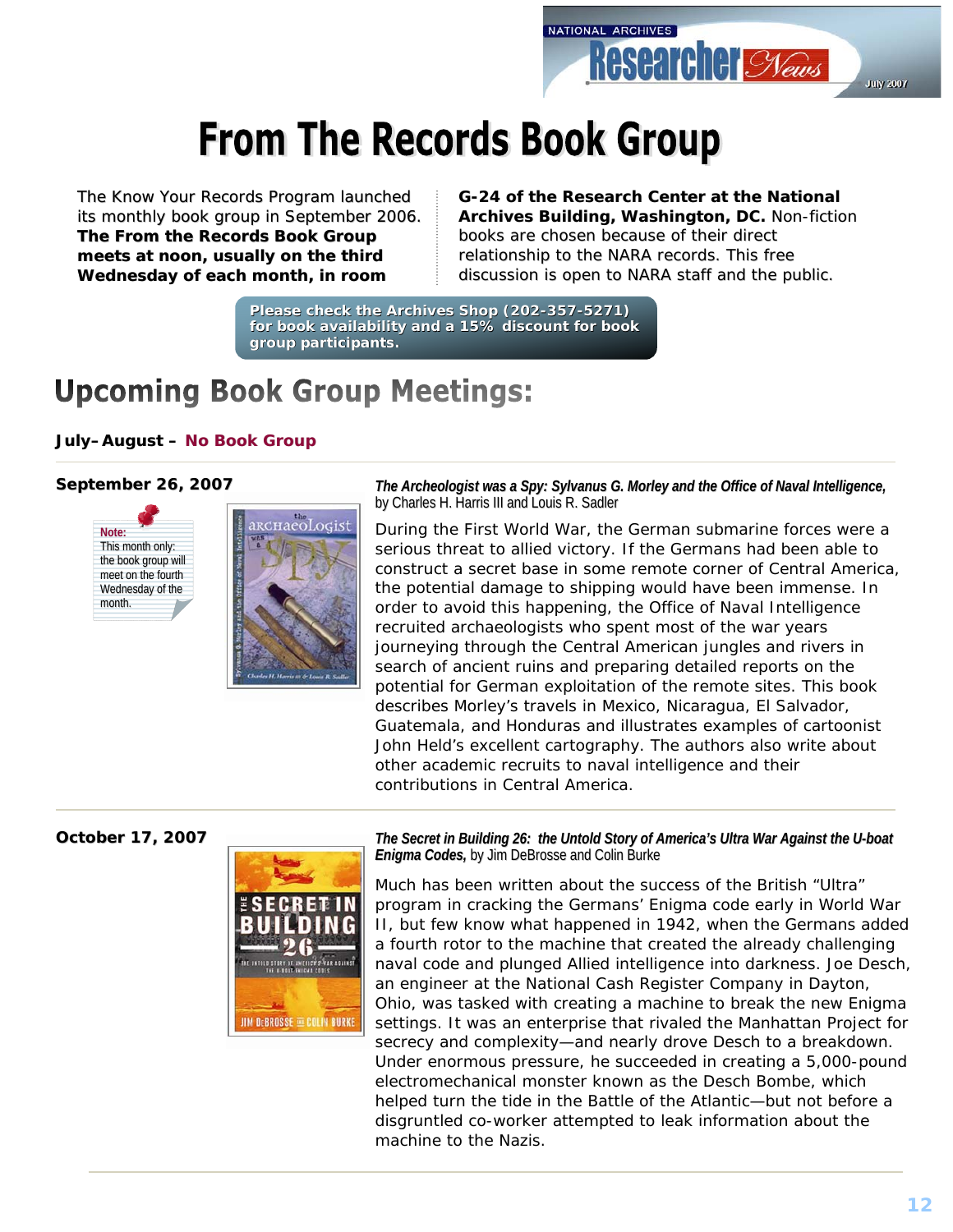# From The Records Book Group

The Know Your Records Program launched its monthly book group in September 2006. **The From the Records Book Group meets at noon, usually on the third Wednesday of each month, in room G-24 of the Research Center at the National Archives Building, Washington, DC.** Non-fiction books are chosen because of their direct relationship to the NARA records. This free discussion is open to NARA staff and the public.

**Please check the Archives Shop (202-357-5271) for book availability and a 15% discount for book group participants.**

## Upcoming Book Group Meetings:

**July–August – No Book Group**

---

**September 26, 2007**

Note: This month only: the book group will meet on the fourth Wednesday of the month.

***The Archeologist was a Spy: Sylvanus G. Morley and the Office of Naval Intelligence,*** by Charles H. Harris III and Louis R. Sadler

During the First World War, the German submarine forces were a serious threat to allied victory. If the Germans had been able to construct a secret base in some remote corner of Central America, the potential damage to shipping would have been immense. In order to avoid this happening, the Office of Naval Intelligence recruited archaeologists who spent most of the war years journeying through the Central American jungles and rivers in search of ancient ruins and preparing detailed reports on the potential for German exploitation of the remote sites. This book describes Morley's travels in Mexico, Nicaragua, El Salvador, Guatemala, and Honduras and illustrates examples of cartoonist John Held's excellent cartography. The authors also write about other academic recruits to naval intelligence and their contributions in Central America.

---

**October 17, 2007**

***The Secret in Building 26: the Untold Story of America's Ultra War Against the U-boat Enigma Codes,*** by Jim DeBrosse and Colin Burke

Much has been written about the success of the British "Ultra" program in cracking the Germans' Enigma code early in World War II, but few know what happened in 1942, when the Germans added a fourth rotor to the machine that created the already challenging naval code and plunged Allied intelligence into darkness. Joe Desch, an engineer at the National Cash Register Company in Dayton, Ohio, was tasked with creating a machine to break the new Enigma settings. It was an enterprise that rivaled the Manhattan Project for secrecy and complexity—and nearly drove Desch to a breakdown. Under enormous pressure, he succeeded in creating a 5,000-pound electromechanical monster known as the Desch Bombe, which helped turn the tide in the Battle of the Atlantic—but not before a disgruntled co-worker attempted to leak information about the machine to the Nazis.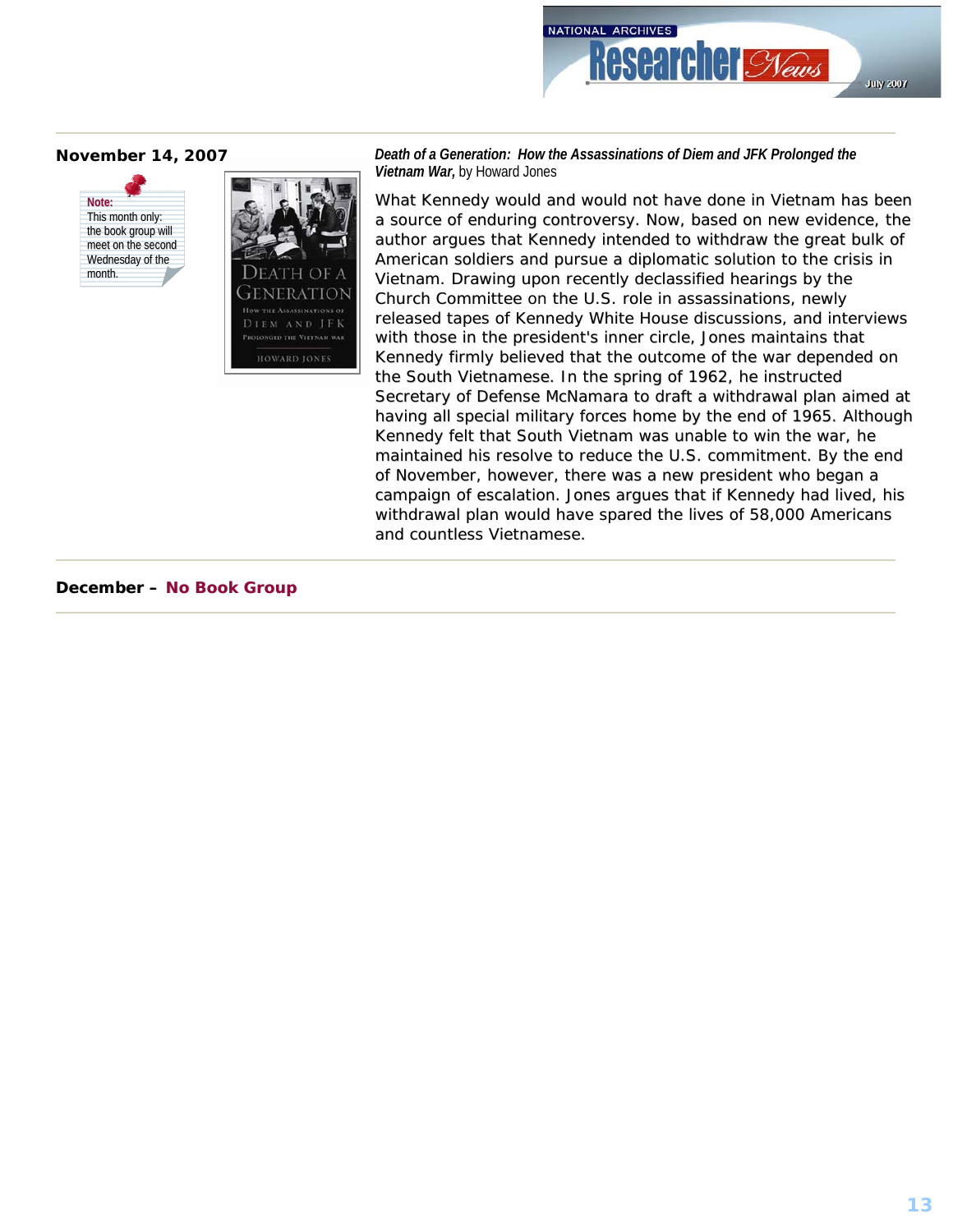## November 14, 2007

**Note:** This month only: the book group will meet on the second Wednesday of the month.

***Death of a Generation: How the Assassinations of Diem and JFK Prolonged the Vietnam War,*** by Howard Jones

What Kennedy would and would not have done in Vietnam has been a source of enduring controversy. Now, based on new evidence, the author argues that Kennedy intended to withdraw the great bulk of American soldiers and pursue a diplomatic solution to the crisis in Vietnam. Drawing upon recently declassified hearings by the Church Committee on the U.S. role in assassinations, newly released tapes of Kennedy White House discussions, and interviews with those in the president's inner circle, Jones maintains that Kennedy firmly believed that the outcome of the war depended on the South Vietnamese. In the spring of 1962, he instructed Secretary of Defense McNamara to draft a withdrawal plan aimed at having all special military forces home by the end of 1965. Although Kennedy felt that South Vietnam was unable to win the war, he maintained his resolve to reduce the U.S. commitment. By the end of November, however, there was a new president who began a campaign of escalation. Jones argues that if Kennedy had lived, his withdrawal plan would have spared the lives of 58,000 Americans and countless Vietnamese.

## December – No Book Group